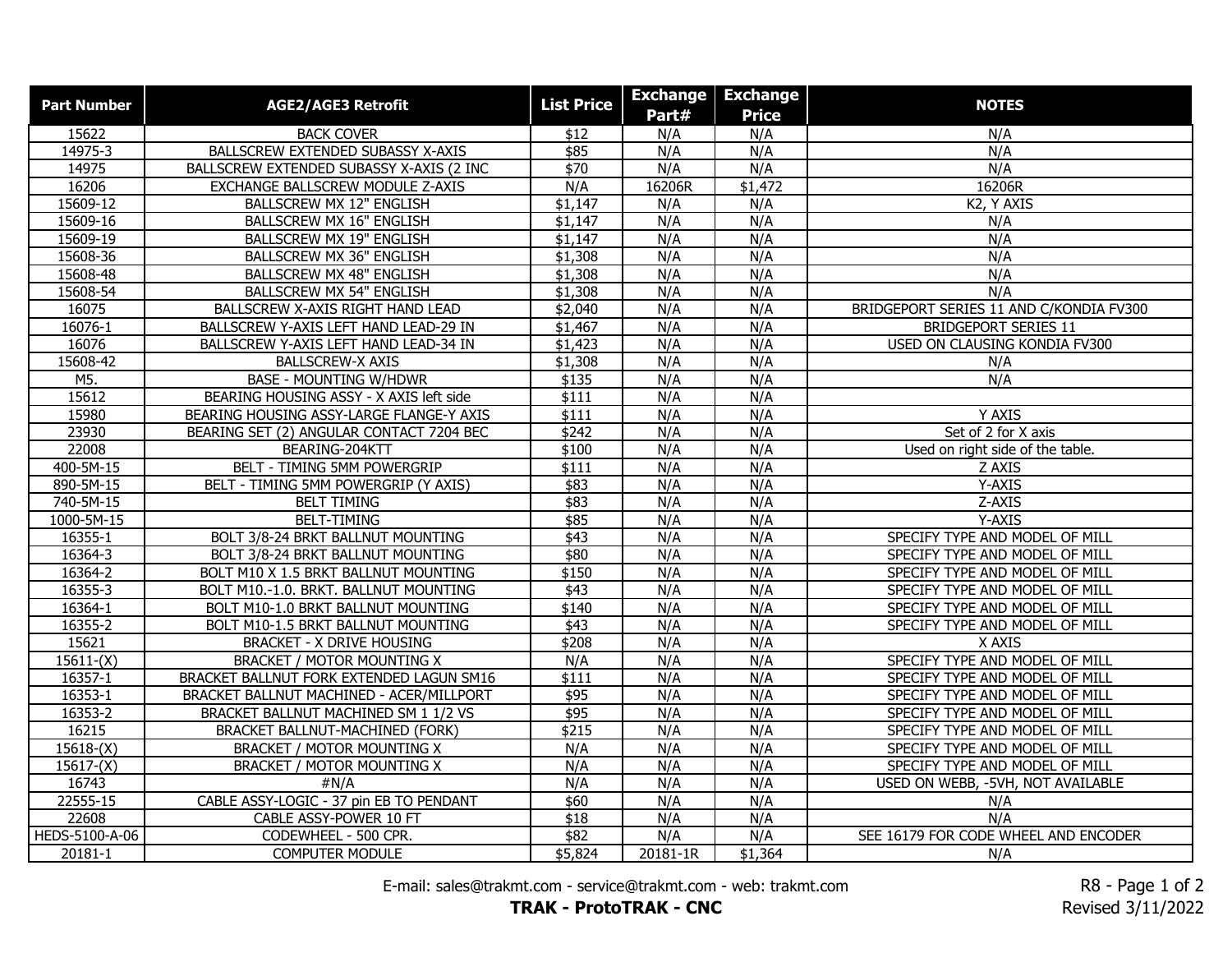| Part Number | AGE2/AGE3 Retrofit | List Price | Exchange Part# | Exchange Price | NOTES |
|---|---|---|---|---|---|
| 15622 | BACK COVER | $12 | N/A | N/A | N/A |
| 14975-3 | BALLSCREW EXTENDED SUBASSY X-AXIS | $85 | N/A | N/A | N/A |
| 14975 | BALLSCREW EXTENDED SUBASSY X-AXIS (2 INC | $70 | N/A | N/A | N/A |
| 16206 | EXCHANGE BALLSCREW MODULE Z-AXIS | N/A | 16206R | $1,472 | 16206R |
| 15609-12 | BALLSCREW MX 12" ENGLISH | $1,147 | N/A | N/A | K2, Y AXIS |
| 15609-16 | BALLSCREW MX 16" ENGLISH | $1,147 | N/A | N/A | N/A |
| 15609-19 | BALLSCREW MX 19" ENGLISH | $1,147 | N/A | N/A | N/A |
| 15609-36 | BALLSCREW MX 36" ENGLISH | $1,308 | N/A | N/A | N/A |
| 15608-48 | BALLSCREW MX 48" ENGLISH | $1,308 | N/A | N/A | N/A |
| 15608-54 | BALLSCREW MX 54" ENGLISH | $1,308 | N/A | N/A | N/A |
| 16075 | BALLSCREW X-AXIS RIGHT HAND LEAD | $2,040 | N/A | N/A | BRIDGEPORT SERIES 11 AND C/KONDIA FV300 |
| 16076-1 | BALLSCREW Y-AXIS LEFT HAND LEAD-29 IN | $1,467 | N/A | N/A | BRIDGEPORT SERIES 11 |
| 16076 | BALLSCREW Y-AXIS LEFT HAND LEAD-34 IN | $1,423 | N/A | N/A | USED ON CLAUSING KONDIA FV300 |
| 15608-42 | BALLSCREW-X AXIS | $1,308 | N/A | N/A | N/A |
| M5. | BASE - MOUNTING W/HDWR | $135 | N/A | N/A | N/A |
| 15612 | BEARING HOUSING ASSY - X AXIS left side | $111 | N/A | N/A | |
| 15980 | BEARING HOUSING ASSY-LARGE FLANGE-Y AXIS | $111 | N/A | N/A | Y AXIS |
| 23930 | BEARING SET (2) ANGULAR CONTACT 7204 BEC | $242 | N/A | N/A | Set of 2 for X axis |
| 22008 | BEARING-204KTT | $100 | N/A | N/A | Used on right side of the table. |
| 400-5M-15 | BELT - TIMING 5MM POWERGRIP | $111 | N/A | N/A | Z AXIS |
| 890-5M-15 | BELT - TIMING 5MM POWERGRIP (Y AXIS) | $83 | N/A | N/A | Y-AXIS |
| 740-5M-15 | BELT TIMING | $83 | N/A | N/A | Z-AXIS |
| 1000-5M-15 | BELT-TIMING | $85 | N/A | N/A | Y-AXIS |
| 16355-1 | BOLT 3/8-24 BRKT BALLNUT MOUNTING | $43 | N/A | N/A | SPECIFY TYPE AND MODEL OF MILL |
| 16364-3 | BOLT 3/8-24 BRKT BALLNUT MOUNTING | $80 | N/A | N/A | SPECIFY TYPE AND MODEL OF MILL |
| 16364-2 | BOLT M10 X 1.5 BRKT BALLNUT MOUNTING | $150 | N/A | N/A | SPECIFY TYPE AND MODEL OF MILL |
| 16355-3 | BOLT M10.-1.0. BRKT. BALLNUT MOUNTING | $43 | N/A | N/A | SPECIFY TYPE AND MODEL OF MILL |
| 16364-1 | BOLT M10-1.0 BRKT BALLNUT MOUNTING | $140 | N/A | N/A | SPECIFY TYPE AND MODEL OF MILL |
| 16355-2 | BOLT M10-1.5 BRKT BALLNUT MOUNTING | $43 | N/A | N/A | SPECIFY TYPE AND MODEL OF MILL |
| 15621 | BRACKET - X DRIVE HOUSING | $208 | N/A | N/A | X AXIS |
| 15611-(X) | BRACKET / MOTOR MOUNTING X | N/A | N/A | N/A | SPECIFY TYPE AND MODEL OF MILL |
| 16357-1 | BRACKET BALLNUT FORK EXTENDED LAGUN SM16 | $111 | N/A | N/A | SPECIFY TYPE AND MODEL OF MILL |
| 16353-1 | BRACKET BALLNUT MACHINED - ACER/MILLPORT | $95 | N/A | N/A | SPECIFY TYPE AND MODEL OF MILL |
| 16353-2 | BRACKET BALLNUT MACHINED SM 1 1/2 VS | $95 | N/A | N/A | SPECIFY TYPE AND MODEL OF MILL |
| 16215 | BRACKET BALLNUT-MACHINED (FORK) | $215 | N/A | N/A | SPECIFY TYPE AND MODEL OF MILL |
| 15618-(X) | BRACKET / MOTOR MOUNTING X | N/A | N/A | N/A | SPECIFY TYPE AND MODEL OF MILL |
| 15617-(X) | BRACKET / MOTOR MOUNTING X | N/A | N/A | N/A | SPECIFY TYPE AND MODEL OF MILL |
| 16743 | #N/A | N/A | N/A | N/A | USED ON WEBB, -5VH, NOT AVAILABLE |
| 22555-15 | CABLE ASSY-LOGIC - 37 pin EB TO PENDANT | $60 | N/A | N/A | N/A |
| 22608 | CABLE ASSY-POWER 10 FT | $18 | N/A | N/A | N/A |
| HEDS-5100-A-06 | CODEWHEEL - 500 CPR. | $82 | N/A | N/A | SEE 16179 FOR CODE WHEEL AND ENCODER |
| 20181-1 | COMPUTER MODULE | $5,824 | 20181-1R | $1,364 | N/A |

E-mail: sales@trakmt.com - service@trakmt.com - web: trakmt.com

**TRAK - ProtoTRAK - CNC**

R8 - Revised 3/11/2022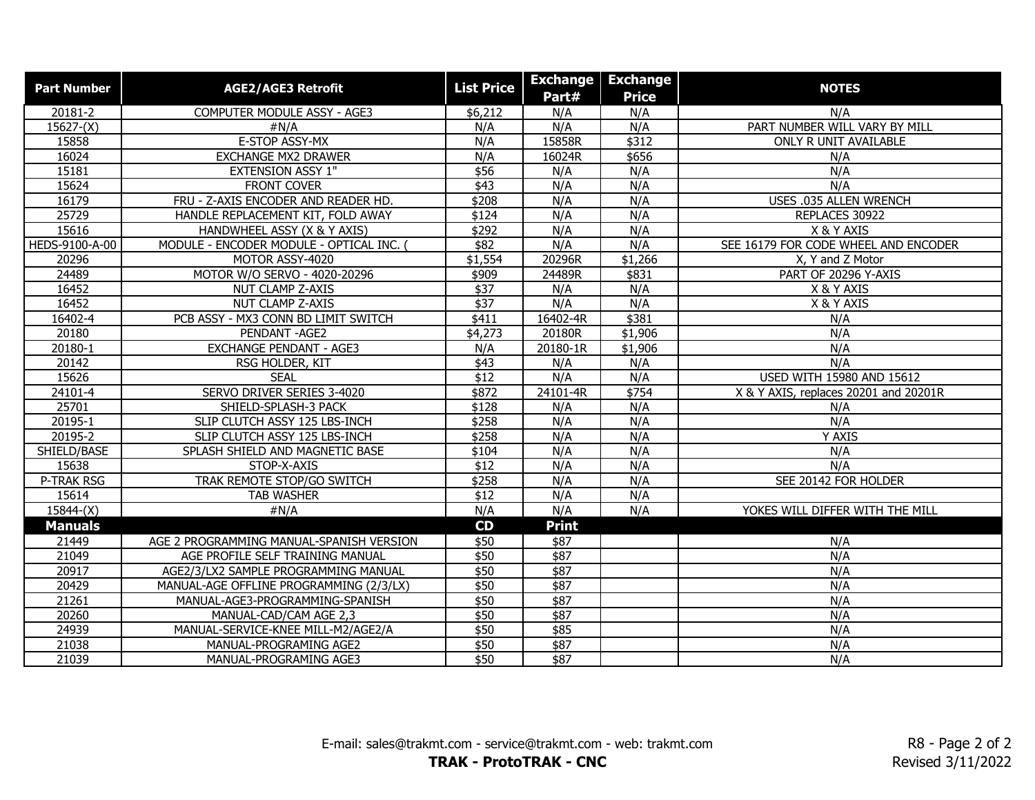| Part Number | AGE2/AGE3 Retrofit | List Price | Exchange Part# | Exchange Price | NOTES |
|---|---|---|---|---|---|
| 20181-2 | COMPUTER MODULE ASSY - AGE3 | $6,212 | N/A | N/A | N/A |
| 15627-(X) | #N/A | N/A | N/A | N/A | PART NUMBER WILL VARY BY MILL |
| 15858 | E-STOP ASSY-MX | N/A | 15858R | $312 | ONLY R UNIT AVAILABLE |
| 16024 | EXCHANGE MX2 DRAWER | N/A | 16024R | $656 | N/A |
| 15181 | EXTENSION ASSY 1" | $56 | N/A | N/A | N/A |
| 15624 | FRONT COVER | $43 | N/A | N/A | N/A |
| 16179 | FRU - Z-AXIS ENCODER AND READER HD. | $208 | N/A | N/A | USES .035 ALLEN WRENCH |
| 25729 | HANDLE REPLACEMENT KIT, FOLD AWAY | $124 | N/A | N/A | REPLACES 30922 |
| 15616 | HANDWHEEL ASSY (X & Y AXIS) | $292 | N/A | N/A | X & Y AXIS |
| HEDS-9100-A-00 | MODULE - ENCODER MODULE - OPTICAL INC. ( | $82 | N/A | N/A | SEE 16179 FOR CODE WHEEL AND ENCODER |
| 20296 | MOTOR ASSY-4020 | $1,554 | 20296R | $1,266 | X, Y and Z Motor |
| 24489 | MOTOR W/O SERVO - 4020-20296 | $909 | 24489R | $831 | PART OF 20296 Y-AXIS |
| 16452 | NUT CLAMP Z-AXIS | $37 | N/A | N/A | X & Y AXIS |
| 16452 | NUT CLAMP Z-AXIS | $37 | N/A | N/A | X & Y AXIS |
| 16402-4 | PCB ASSY - MX3 CONN BD LIMIT SWITCH | $411 | 16402-4R | $381 | N/A |
| 20180 | PENDANT -AGE2 | $4,273 | 20180R | $1,906 | N/A |
| 20180-1 | EXCHANGE PENDANT - AGE3 | N/A | 20180-1R | $1,906 | N/A |
| 20142 | RSG HOLDER, KIT | $43 | N/A | N/A | N/A |
| 15626 | SEAL | $12 | N/A | N/A | USED WITH 15980 AND 15612 |
| 24101-4 | SERVO DRIVER SERIES 3-4020 | $872 | 24101-4R | $754 | X & Y AXIS, replaces 20201 and 20201R |
| 25701 | SHIELD-SPLASH-3 PACK | $128 | N/A | N/A | N/A |
| 20195-1 | SLIP CLUTCH ASSY 125 LBS-INCH | $258 | N/A | N/A | N/A |
| 20195-2 | SLIP CLUTCH ASSY 125 LBS-INCH | $258 | N/A | N/A | Y AXIS |
| SHIELD/BASE | SPLASH SHIELD AND MAGNETIC BASE | $104 | N/A | N/A | N/A |
| 15638 | STOP-X-AXIS | $12 | N/A | N/A | N/A |
| P-TRAK RSG | TRAK REMOTE STOP/GO SWITCH | $258 | N/A | N/A | SEE 20142 FOR HOLDER |
| 15614 | TAB WASHER | $12 | N/A | N/A | |
| 15844-(X) | #N/A | N/A | N/A | N/A | YOKES WILL DIFFER WITH THE MILL |
| **Manuals** | | **CD** | **Print** | | |
| 21449 | AGE 2 PROGRAMMING MANUAL-SPANISH VERSION | $50 | $87 | | N/A |
| 21049 | AGE PROFILE SELF TRAINING MANUAL | $50 | $87 | | N/A |
| 20917 | AGE2/3/LX2 SAMPLE PROGRAMMING MANUAL | $50 | $87 | | N/A |
| 20429 | MANUAL-AGE OFFLINE PROGRAMMING (2/3/LX) | $50 | $87 | | N/A |
| 21261 | MANUAL-AGE3-PROGRAMMING-SPANISH | $50 | $87 | | N/A |
| 20260 | MANUAL-CAD/CAM AGE 2,3 | $50 | $87 | | N/A |
| 24939 | MANUAL-SERVICE-KNEE MILL-M2/AGE2/A | $50 | $85 | | N/A |
| 21038 | MANUAL-PROGRAMING AGE2 | $50 | $87 | | N/A |
| 21039 | MANUAL-PROGRAMING AGE3 | $50 | $87 | | N/A |

E-mail: sales@trakmt.com - service@trakmt.com - web: trakmt.com

**TRAK - ProtoTRAK - CNC**

Revised 3/11/2022